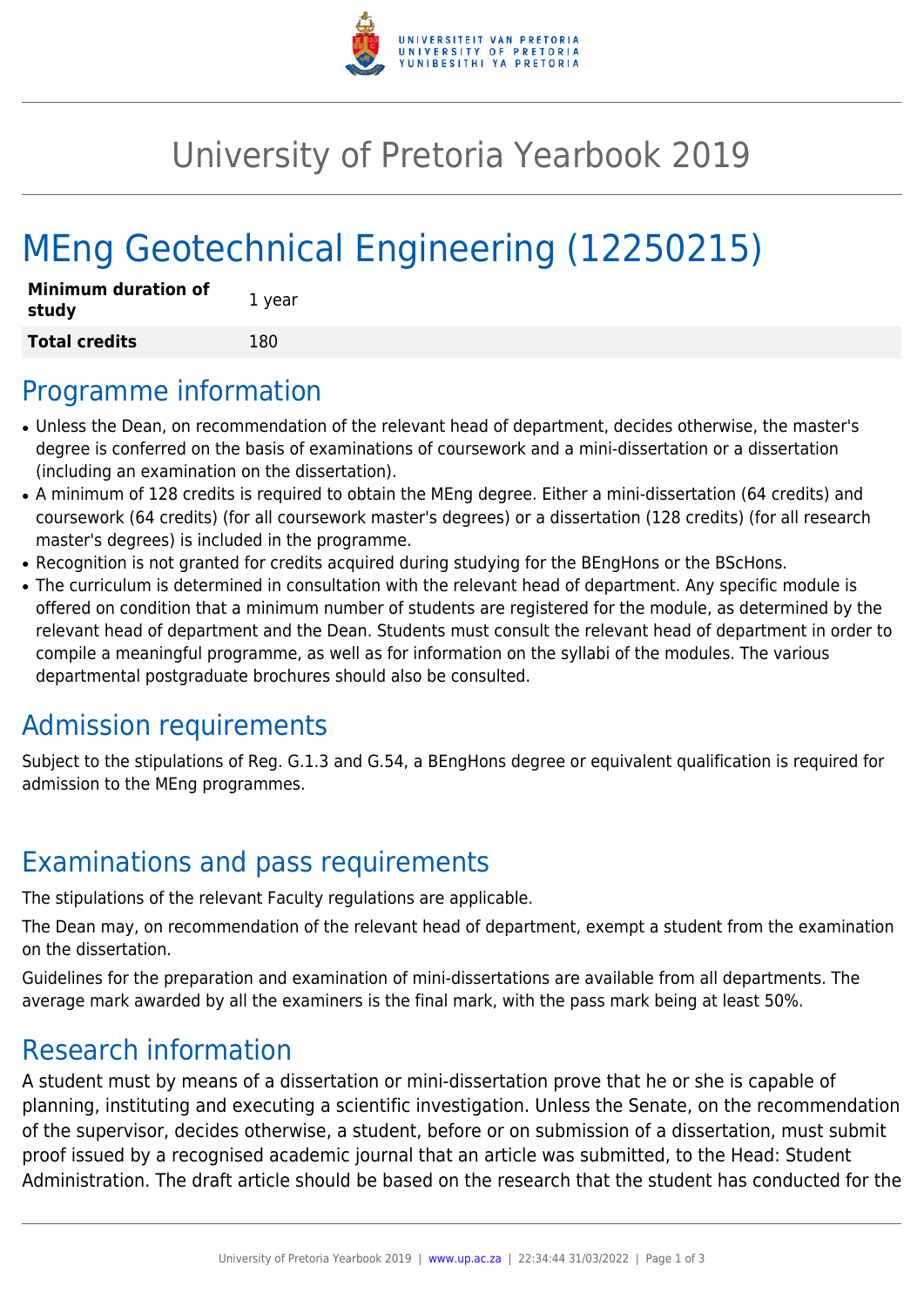# University of Pretoria Yearbook 2019

# MEng Geotechnical Engineering (12250215)

| | |
|---|---|
| **Minimum duration of study** | 1 year |
| **Total credits** | 180 |

## Programme information

- Unless the Dean, on recommendation of the relevant head of department, decides otherwise, the master's degree is conferred on the basis of examinations of coursework and a mini-dissertation or a dissertation (including an examination on the dissertation).
- A minimum of 128 credits is required to obtain the MEng degree. Either a mini-dissertation (64 credits) and coursework (64 credits) (for all coursework master's degrees) or a dissertation (128 credits) (for all research master's degrees) is included in the programme.
- Recognition is not granted for credits acquired during studying for the BEngHons or the BScHons.
- The curriculum is determined in consultation with the relevant head of department. Any specific module is offered on condition that a minimum number of students are registered for the module, as determined by the relevant head of department and the Dean. Students must consult the relevant head of department in order to compile a meaningful programme, as well as for information on the syllabi of the modules. The various departmental postgraduate brochures should also be consulted.

## Admission requirements

Subject to the stipulations of Reg. G.1.3 and G.54, a BEngHons degree or equivalent qualification is required for admission to the MEng programmes.

## Examinations and pass requirements

The stipulations of the relevant Faculty regulations are applicable.

The Dean may, on recommendation of the relevant head of department, exempt a student from the examination on the dissertation.

Guidelines for the preparation and examination of mini-dissertations are available from all departments. The average mark awarded by all the examiners is the final mark, with the pass mark being at least 50%.

## Research information

A student must by means of a dissertation or mini-dissertation prove that he or she is capable of planning, instituting and executing a scientific investigation. Unless the Senate, on the recommendation of the supervisor, decides otherwise, a student, before or on submission of a dissertation, must submit proof issued by a recognised academic journal that an article was submitted, to the Head: Student Administration. The draft article should be based on the research that the student has conducted for the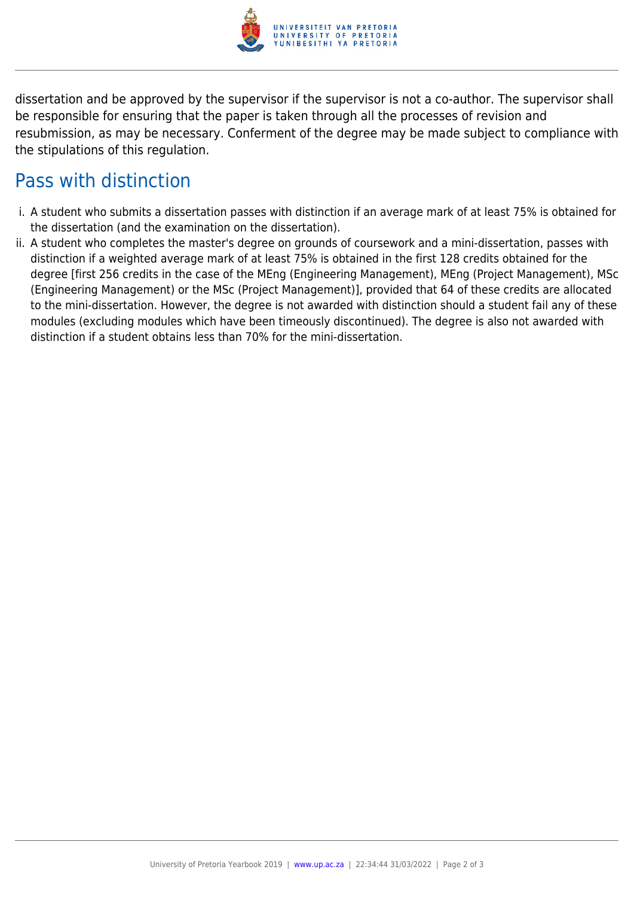dissertation and be approved by the supervisor if the supervisor is not a co-author. The supervisor shall be responsible for ensuring that the paper is taken through all the processes of revision and resubmission, as may be necessary. Conferment of the degree may be made subject to compliance with the stipulations of this regulation.

## Pass with distinction

i. A student who submits a dissertation passes with distinction if an average mark of at least 75% is obtained for the dissertation (and the examination on the dissertation).
ii. A student who completes the master's degree on grounds of coursework and a mini-dissertation, passes with distinction if a weighted average mark of at least 75% is obtained in the first 128 credits obtained for the degree [first 256 credits in the case of the MEng (Engineering Management), MEng (Project Management), MSc (Engineering Management) or the MSc (Project Management)], provided that 64 of these credits are allocated to the mini-dissertation. However, the degree is not awarded with distinction should a student fail any of these modules (excluding modules which have been timeously discontinued). The degree is also not awarded with distinction if a student obtains less than 70% for the mini-dissertation.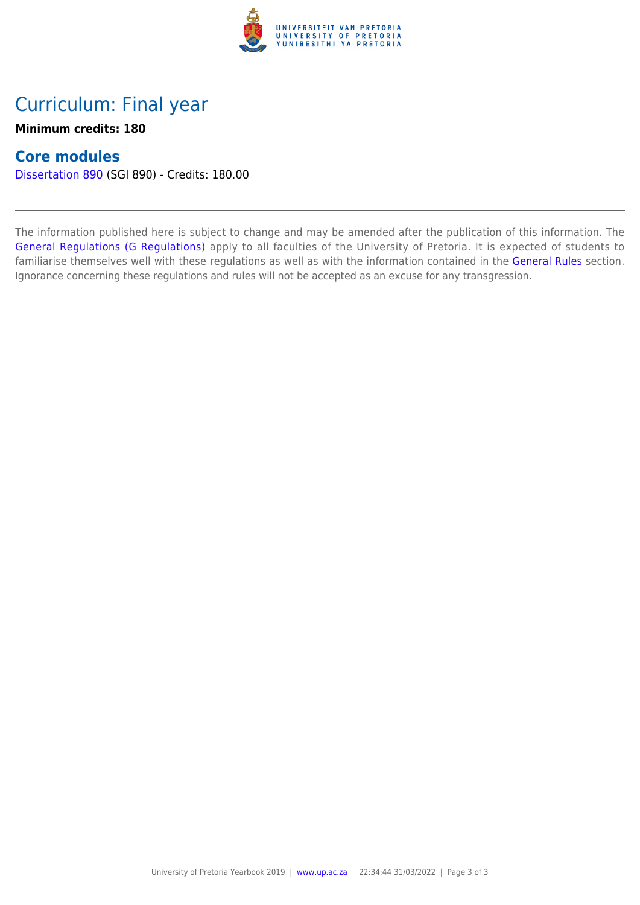## Curriculum: Final year

**Minimum credits: 180**

### Core modules

Dissertation 890 (SGI 890) - Credits: 180.00

The information published here is subject to change and may be amended after the publication of this information. The General Regulations (G Regulations) apply to all faculties of the University of Pretoria. It is expected of students to familiarise themselves well with these regulations as well as with the information contained in the General Rules section. Ignorance concerning these regulations and rules will not be accepted as an excuse for any transgression.